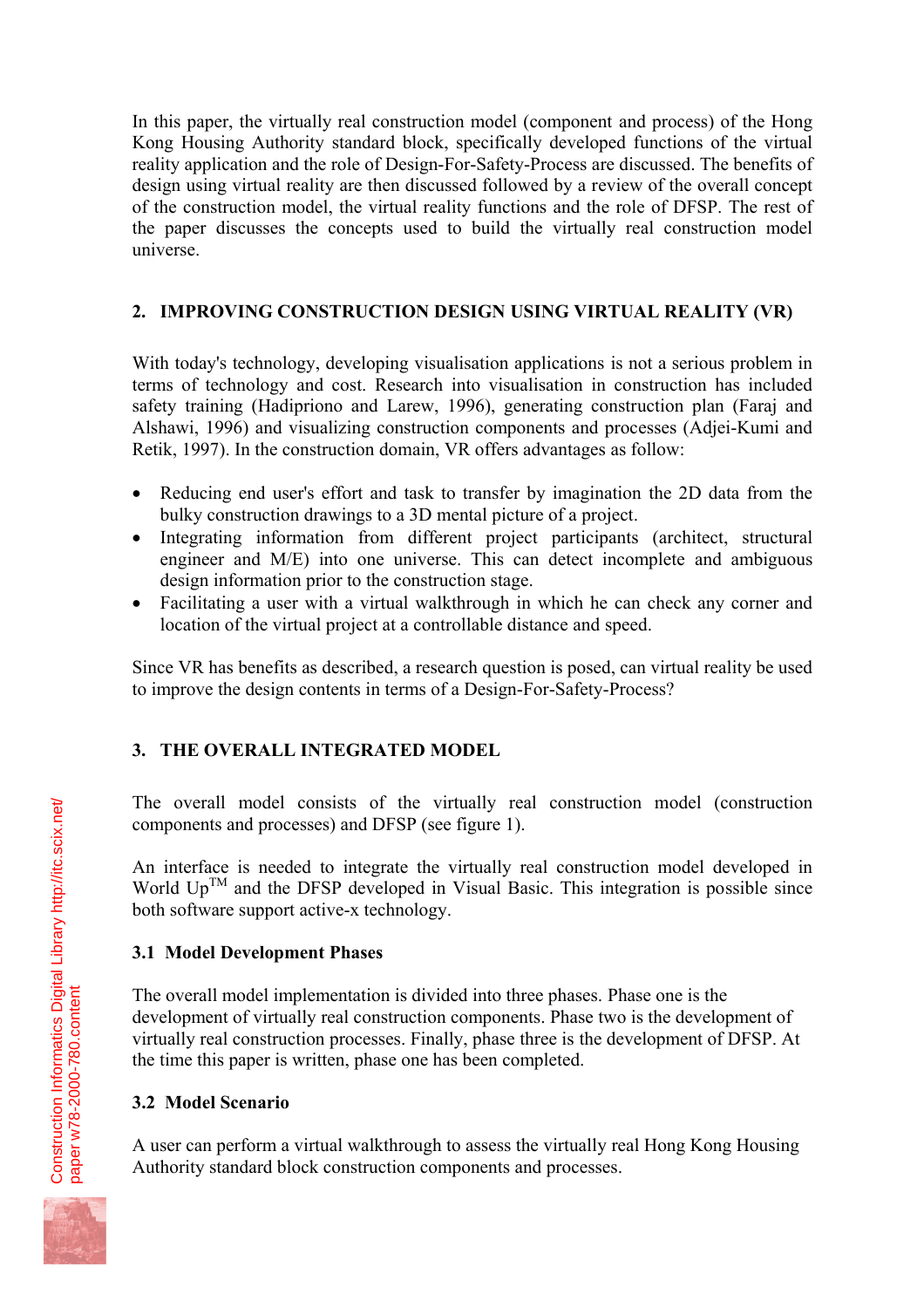In this paper, the virtually real construction model (component and process) of the Hong Kong Housing Authority standard block, specifically developed functions of the virtual reality application and the role of Design-For-Safety-Process are discussed. The benefits of design using virtual reality are then discussed followed by a review of the overall concept of the construction model, the virtual reality functions and the role of DFSP. The rest of the paper discusses the concepts used to build the virtually real construction model universe.

## 2. IMPROVING CONSTRUCTION DESIGN USING VIRTUAL REALITY (VR)

With today's technology, developing visualisation applications is not a serious problem in terms of technology and cost. Research into visualisation in construction has included safety training (Hadipriono and Larew, 1996), generating construction plan (Faraj and Alshawi, 1996) and visualizing construction components and processes (Adjei-Kumi and Retik, 1997). In the construction domain, VR offers advantages as follow:

- Reducing end user's effort and task to transfer by imagination the 2D data from the bulky construction drawings to a 3D mental picture of a project.
- Integrating information from different project participants (architect, structural engineer and M/E) into one universe. This can detect incomplete and ambiguous design information prior to the construction stage.
- Facilitating a user with a virtual walkthrough in which he can check any corner and location of the virtual project at a controllable distance and speed.

Since VR has benefits as described, a research question is posed, can virtual reality be used to improve the design contents in terms of a Design-For-Safety-Process?

## 3. THE OVERALL INTEGRATED MODEL

The overall model consists of the virtually real construction model (construction components and processes) and DFSP (see figure 1).

An interface is needed to integrate the virtually real construction model developed in World Up™ and the DFSP developed in Visual Basic. This integration is possible since both software support active-x technology.

### 3.1 Model Development Phases

The overall model implementation is divided into three phases. Phase one is the development of virtually real construction components. Phase two is the development of virtually real construction processes. Finally, phase three is the development of DFSP. At the time this paper is written, phase one has been completed.

### 3.2 Model Scenario

A user can perform a virtual walkthrough to assess the virtually real Hong Kong Housing Authority standard block construction components and processes.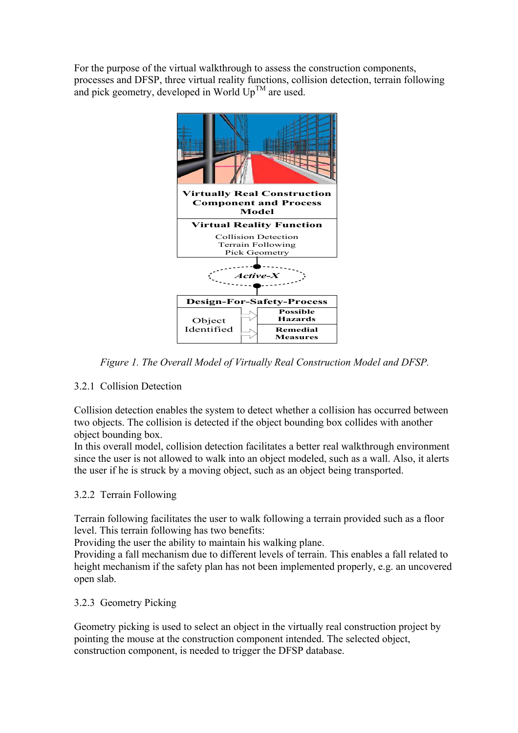For the purpose of the virtual walkthrough to assess the construction components, processes and DFSP, three virtual reality functions, collision detection, terrain following and pick geometry, developed in World Up™ are used.

Virtually Real Construction Component and Process Model

Virtual Reality Function

Collision Detection
Terrain Following
Pick Geometry

*Active-X*

Design-For-Safety-Process

| Object Identified | Possible Hazards |
| --- | --- |
| | Remedial Measures |

*Figure 1. The Overall Model of Virtually Real Construction Model and DFSP.*

### 3.2.1 Collision Detection

Collision detection enables the system to detect whether a collision has occurred between two objects. The collision is detected if the object bounding box collides with another object bounding box.
In this overall model, collision detection facilitates a better real walkthrough environment since the user is not allowed to walk into an object modeled, such as a wall. Also, it alerts the user if he is struck by a moving object, such as an object being transported.

### 3.2.2 Terrain Following

Terrain following facilitates the user to walk following a terrain provided such as a floor level. This terrain following has two benefits:
Providing the user the ability to maintain his walking plane.
Providing a fall mechanism due to different levels of terrain. This enables a fall related to height mechanism if the safety plan has not been implemented properly, e.g. an uncovered open slab.

### 3.2.3 Geometry Picking

Geometry picking is used to select an object in the virtually real construction project by pointing the mouse at the construction component intended. The selected object, construction component, is needed to trigger the DFSP database.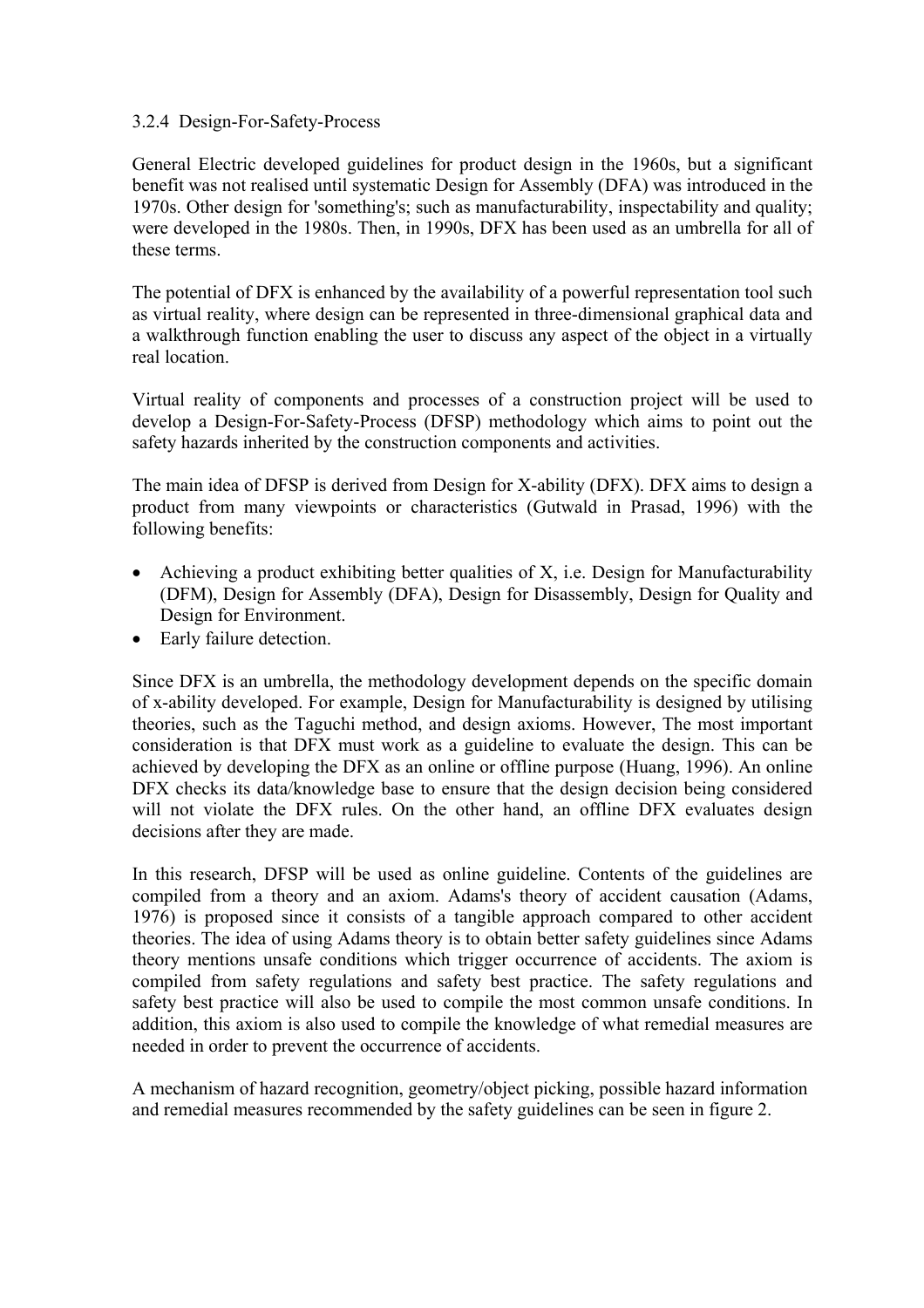### 3.2.4 Design-For-Safety-Process

General Electric developed guidelines for product design in the 1960s, but a significant benefit was not realised until systematic Design for Assembly (DFA) was introduced in the 1970s. Other design for 'something's; such as manufacturability, inspectability and quality; were developed in the 1980s. Then, in 1990s, DFX has been used as an umbrella for all of these terms.

The potential of DFX is enhanced by the availability of a powerful representation tool such as virtual reality, where design can be represented in three-dimensional graphical data and a walkthrough function enabling the user to discuss any aspect of the object in a virtually real location.

Virtual reality of components and processes of a construction project will be used to develop a Design-For-Safety-Process (DFSP) methodology which aims to point out the safety hazards inherited by the construction components and activities.

The main idea of DFSP is derived from Design for X-ability (DFX). DFX aims to design a product from many viewpoints or characteristics (Gutwald in Prasad, 1996) with the following benefits:

- Achieving a product exhibiting better qualities of X, i.e. Design for Manufacturability (DFM), Design for Assembly (DFA), Design for Disassembly, Design for Quality and Design for Environment.
- Early failure detection.

Since DFX is an umbrella, the methodology development depends on the specific domain of x-ability developed. For example, Design for Manufacturability is designed by utilising theories, such as the Taguchi method, and design axioms. However, The most important consideration is that DFX must work as a guideline to evaluate the design. This can be achieved by developing the DFX as an online or offline purpose (Huang, 1996). An online DFX checks its data/knowledge base to ensure that the design decision being considered will not violate the DFX rules. On the other hand, an offline DFX evaluates design decisions after they are made.

In this research, DFSP will be used as online guideline. Contents of the guidelines are compiled from a theory and an axiom. Adams's theory of accident causation (Adams, 1976) is proposed since it consists of a tangible approach compared to other accident theories. The idea of using Adams theory is to obtain better safety guidelines since Adams theory mentions unsafe conditions which trigger occurrence of accidents. The axiom is compiled from safety regulations and safety best practice. The safety regulations and safety best practice will also be used to compile the most common unsafe conditions. In addition, this axiom is also used to compile the knowledge of what remedial measures are needed in order to prevent the occurrence of accidents.

A mechanism of hazard recognition, geometry/object picking, possible hazard information and remedial measures recommended by the safety guidelines can be seen in figure 2.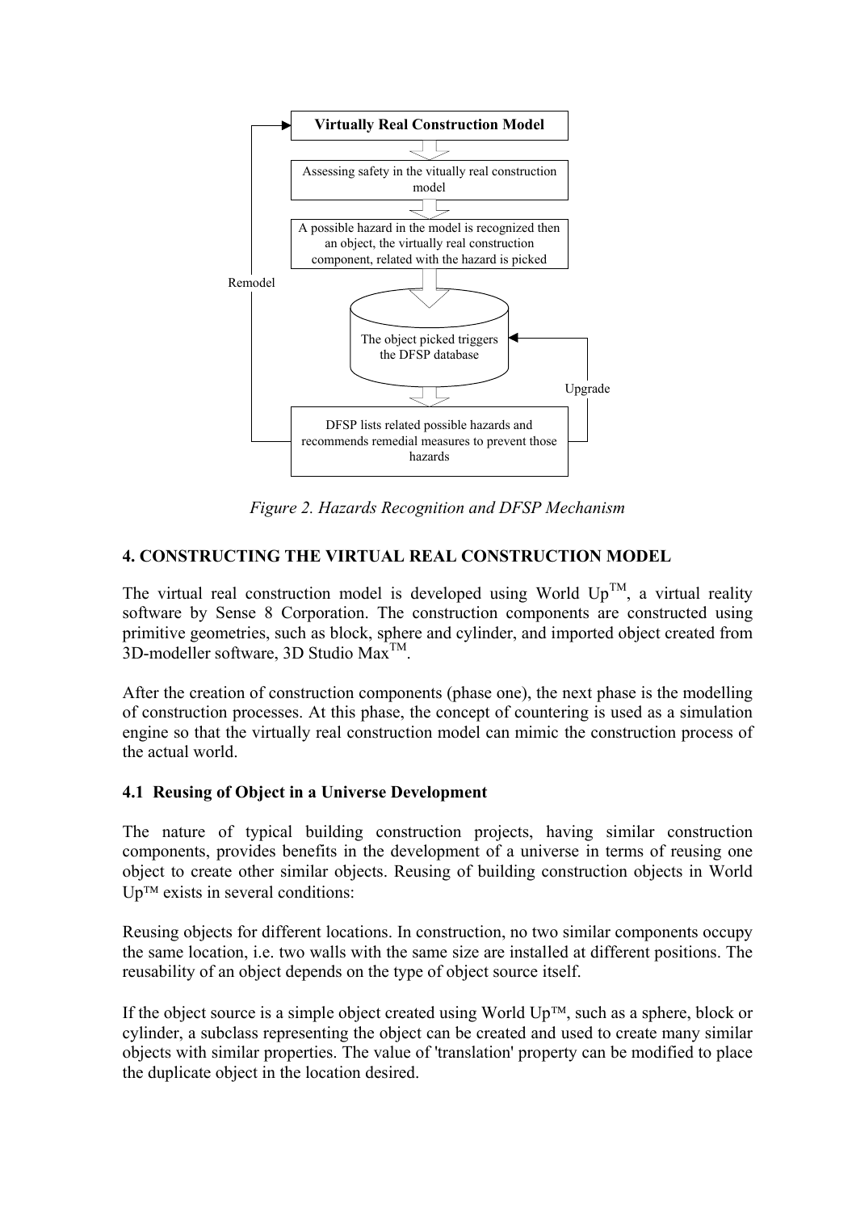Virtually Real Construction Model

Assessing safety in the vitually real construction model

A possible hazard in the model is recognized then an object, the virtually real construction component, related with the hazard is picked

The object picked triggers the DFSP database

DFSP lists related possible hazards and recommends remedial measures to prevent those hazards

Remodel

Upgrade

*Figure 2. Hazards Recognition and DFSP Mechanism*

## 4. CONSTRUCTING THE VIRTUAL REAL CONSTRUCTION MODEL

The virtual real construction model is developed using World Up™, a virtual reality software by Sense 8 Corporation. The construction components are constructed using primitive geometries, such as block, sphere and cylinder, and imported object created from 3D-modeller software, 3D Studio Max™.

After the creation of construction components (phase one), the next phase is the modelling of construction processes. At this phase, the concept of countering is used as a simulation engine so that the virtually real construction model can mimic the construction process of the actual world.

### 4.1 Reusing of Object in a Universe Development

The nature of typical building construction projects, having similar construction components, provides benefits in the development of a universe in terms of reusing one object to create other similar objects. Reusing of building construction objects in World Up™ exists in several conditions:

Reusing objects for different locations. In construction, no two similar components occupy the same location, i.e. two walls with the same size are installed at different positions. The reusability of an object depends on the type of object source itself.

If the object source is a simple object created using World Up™, such as a sphere, block or cylinder, a subclass representing the object can be created and used to create many similar objects with similar properties. The value of 'translation' property can be modified to place the duplicate object in the location desired.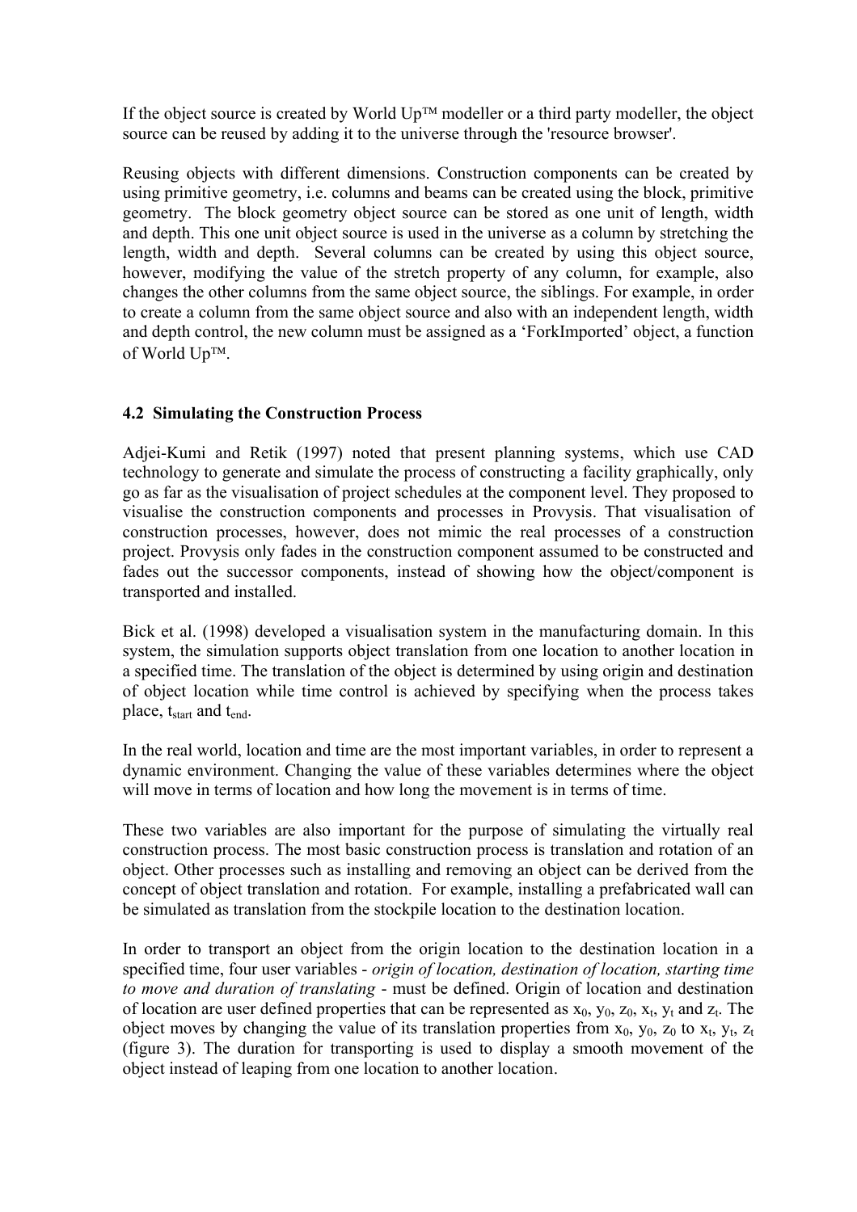If the object source is created by World Up™ modeller or a third party modeller, the object source can be reused by adding it to the universe through the 'resource browser'.

Reusing objects with different dimensions. Construction components can be created by using primitive geometry, i.e. columns and beams can be created using the block, primitive geometry. The block geometry object source can be stored as one unit of length, width and depth. This one unit object source is used in the universe as a column by stretching the length, width and depth. Several columns can be created by using this object source, however, modifying the value of the stretch property of any column, for example, also changes the other columns from the same object source, the siblings. For example, in order to create a column from the same object source and also with an independent length, width and depth control, the new column must be assigned as a 'ForkImported' object, a function of World Up™.

### 4.2 Simulating the Construction Process

Adjei-Kumi and Retik (1997) noted that present planning systems, which use CAD technology to generate and simulate the process of constructing a facility graphically, only go as far as the visualisation of project schedules at the component level. They proposed to visualise the construction components and processes in Provysis. That visualisation of construction processes, however, does not mimic the real processes of a construction project. Provysis only fades in the construction component assumed to be constructed and fades out the successor components, instead of showing how the object/component is transported and installed.

Bick et al. (1998) developed a visualisation system in the manufacturing domain. In this system, the simulation supports object translation from one location to another location in a specified time. The translation of the object is determined by using origin and destination of object location while time control is achieved by specifying when the process takes place, $t_{start}$ and $t_{end}$.

In the real world, location and time are the most important variables, in order to represent a dynamic environment. Changing the value of these variables determines where the object will move in terms of location and how long the movement is in terms of time.

These two variables are also important for the purpose of simulating the virtually real construction process. The most basic construction process is translation and rotation of an object. Other processes such as installing and removing an object can be derived from the concept of object translation and rotation. For example, installing a prefabricated wall can be simulated as translation from the stockpile location to the destination location.

In order to transport an object from the origin location to the destination location in a specified time, four user variables - *origin of location, destination of location, starting time to move and duration of translating* - must be defined. Origin of location and destination of location are user defined properties that can be represented as $x_0$, $y_0$, $z_0$, $x_t$, $y_t$ and $z_t$. The object moves by changing the value of its translation properties from $x_0$, $y_0$, $z_0$ to $x_t$, $y_t$, $z_t$ (figure 3). The duration for transporting is used to display a smooth movement of the object instead of leaping from one location to another location.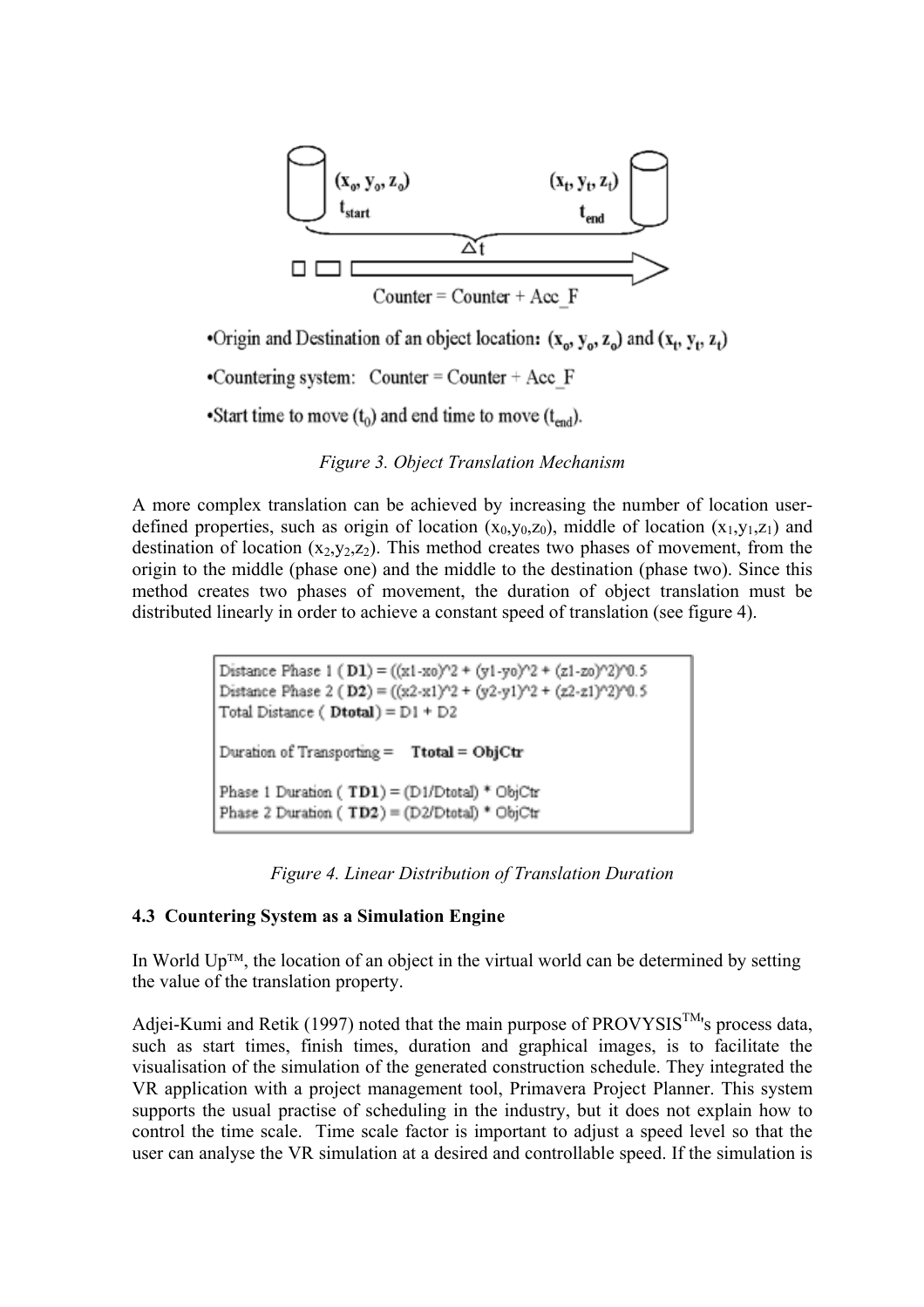- Origin and Destination of an object location: $(x_o, y_o, z_o)$ and $(x_t, y_t, z_t)$
- Countering system: Counter = Counter + Acc_F
- Start time to move ($t_0$) and end time to move ($t_{end}$).

*Figure 3. Object Translation Mechanism*

A more complex translation can be achieved by increasing the number of location user-defined properties, such as origin of location $(x_0,y_0,z_0)$, middle of location $(x_1,y_1,z_1)$ and destination of location $(x_2,y_2,z_2)$. This method creates two phases of movement, from the origin to the middle (phase one) and the middle to the destination (phase two). Since this method creates two phases of movement, the duration of object translation must be distributed linearly in order to achieve a constant speed of translation (see figure 4).

```
Distance Phase 1 ( D1) = ((x1-xo)^2 + (y1-yo)^2 + (z1-zo)^2)^0.5
Distance Phase 2 ( D2) = ((x2-x1)^2 + (y2-y1)^2 + (z2-z1)^2)^0.5
Total Distance ( Dtotal) = D1 + D2

Duration of Transporting =   Ttotal = ObjCtr

Phase 1 Duration ( TD1) = (D1/Dtotal) * ObjCtr
Phase 2 Duration ( TD2) = (D2/Dtotal) * ObjCtr
```

*Figure 4. Linear Distribution of Translation Duration*

### 4.3 Countering System as a Simulation Engine

In World Up™, the location of an object in the virtual world can be determined by setting the value of the translation property.

Adjei-Kumi and Retik (1997) noted that the main purpose of PROVYSIS™'s process data, such as start times, finish times, duration and graphical images, is to facilitate the visualisation of the simulation of the generated construction schedule. They integrated the VR application with a project management tool, Primavera Project Planner. This system supports the usual practise of scheduling in the industry, but it does not explain how to control the time scale. Time scale factor is important to adjust a speed level so that the user can analyse the VR simulation at a desired and controllable speed. If the simulation is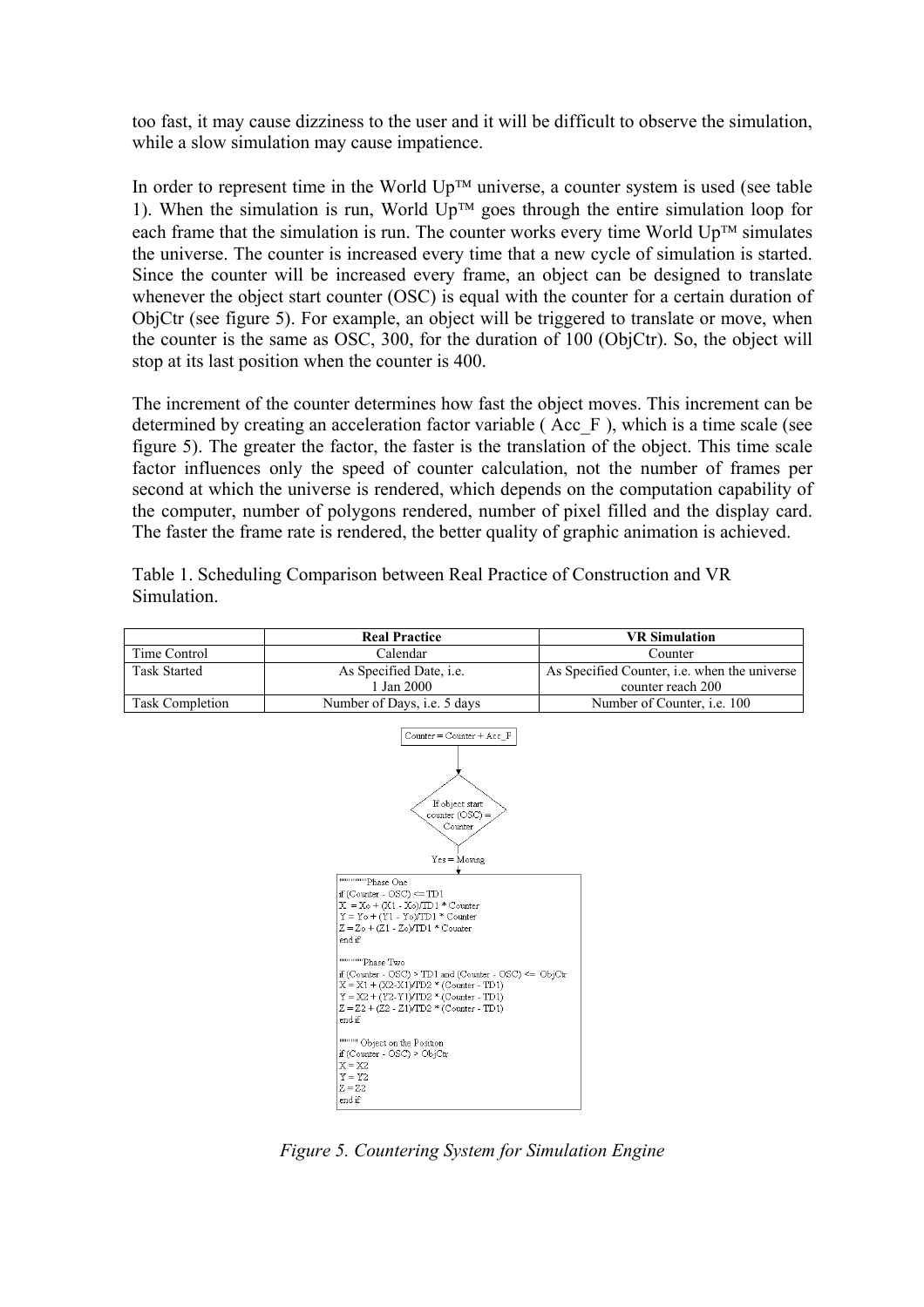too fast, it may cause dizziness to the user and it will be difficult to observe the simulation, while a slow simulation may cause impatience.

In order to represent time in the World Up™ universe, a counter system is used (see table 1). When the simulation is run, World Up™ goes through the entire simulation loop for each frame that the simulation is run. The counter works every time World Up™ simulates the universe. The counter is increased every time that a new cycle of simulation is started. Since the counter will be increased every frame, an object can be designed to translate whenever the object start counter (OSC) is equal with the counter for a certain duration of ObjCtr (see figure 5). For example, an object will be triggered to translate or move, when the counter is the same as OSC, 300, for the duration of 100 (ObjCtr). So, the object will stop at its last position when the counter is 400.

The increment of the counter determines how fast the object moves. This increment can be determined by creating an acceleration factor variable ( Acc_F ), which is a time scale (see figure 5). The greater the factor, the faster is the translation of the object. This time scale factor influences only the speed of counter calculation, not the number of frames per second at which the universe is rendered, which depends on the computation capability of the computer, number of polygons rendered, number of pixel filled and the display card. The faster the frame rate is rendered, the better quality of graphic animation is achieved.

Table 1. Scheduling Comparison between Real Practice of Construction and VR Simulation.

| | **Real Practice** | **VR Simulation** |
|---|---|---|
| Time Control | Calendar | Counter |
| Task Started | As Specified Date, i.e. 1 Jan 2000 | As Specified Counter, i.e. when the universe counter reach 200 |
| Task Completion | Number of Days, i.e. 5 days | Number of Counter, i.e. 100 |

```
Counter = Counter + Acc_F

If object start counter (OSC) = Counter

Yes = Moving

''''''''''Phase One
if (Counter - OSC) <= TD1
X = Xo + (X1 - Xo)/TD1 * Counter
Y = Yo + (Y1 - Yo)/TD1 * Counter
Z = Zo + (Z1 - Zo)/TD1 * Counter
end if

''''''''''Phase Two
if (Counter - OSC) > TD1 and (Counter - OSC) <= ObjCtr
X = X1 + (X2-X1)/TD2 * (Counter - TD1)
Y = X2 + (Y2-Y1)/TD2 * (Counter - TD1)
Z = Z2 + (Z2 - Z1)/TD2 * (Counter - TD1)
end if

'''''''' Object on the Position
if (Counter - OSC) > ObjCtr
X = X2
Y = Y2
Z = Z2
end if
```

*Figure 5. Countering System for Simulation Engine*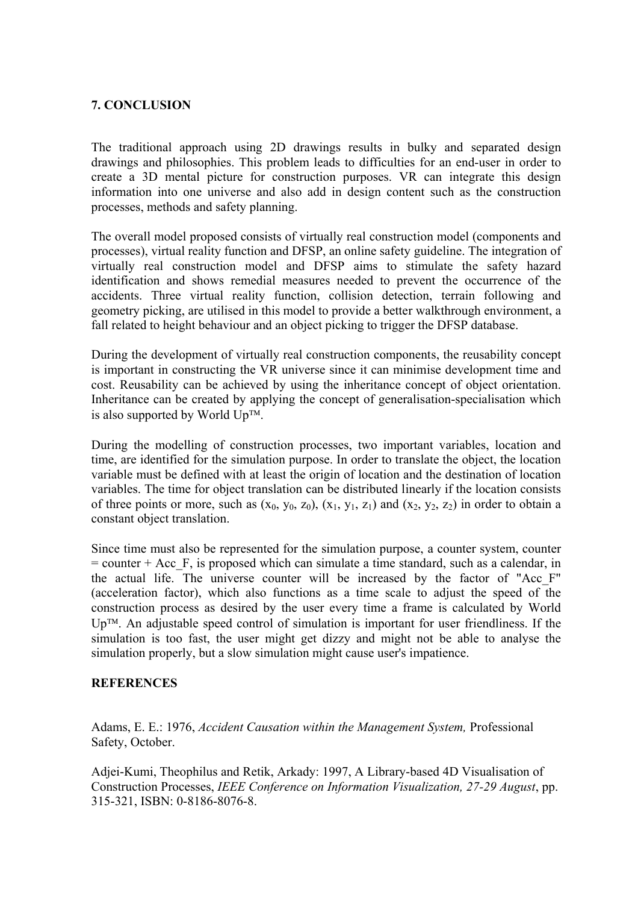## 7. CONCLUSION

The traditional approach using 2D drawings results in bulky and separated design drawings and philosophies. This problem leads to difficulties for an end-user in order to create a 3D mental picture for construction purposes. VR can integrate this design information into one universe and also add in design content such as the construction processes, methods and safety planning.

The overall model proposed consists of virtually real construction model (components and processes), virtual reality function and DFSP, an online safety guideline. The integration of virtually real construction model and DFSP aims to stimulate the safety hazard identification and shows remedial measures needed to prevent the occurrence of the accidents. Three virtual reality function, collision detection, terrain following and geometry picking, are utilised in this model to provide a better walkthrough environment, a fall related to height behaviour and an object picking to trigger the DFSP database.

During the development of virtually real construction components, the reusability concept is important in constructing the VR universe since it can minimise development time and cost. Reusability can be achieved by using the inheritance concept of object orientation. Inheritance can be created by applying the concept of generalisation-specialisation which is also supported by World Up™.

During the modelling of construction processes, two important variables, location and time, are identified for the simulation purpose. In order to translate the object, the location variable must be defined with at least the origin of location and the destination of location variables. The time for object translation can be distributed linearly if the location consists of three points or more, such as $(x_0, y_0, z_0)$, $(x_1, y_1, z_1)$ and $(x_2, y_2, z_2)$ in order to obtain a constant object translation.

Since time must also be represented for the simulation purpose, a counter system, counter = counter + Acc_F, is proposed which can simulate a time standard, such as a calendar, in the actual life. The universe counter will be increased by the factor of "Acc_F" (acceleration factor), which also functions as a time scale to adjust the speed of the construction process as desired by the user every time a frame is calculated by World Up™. An adjustable speed control of simulation is important for user friendliness. If the simulation is too fast, the user might get dizzy and might not be able to analyse the simulation properly, but a slow simulation might cause user's impatience.

## REFERENCES

Adams, E. E.: 1976, *Accident Causation within the Management System,* Professional Safety, October.

Adjei-Kumi, Theophilus and Retik, Arkady: 1997, A Library-based 4D Visualisation of Construction Processes, *IEEE Conference on Information Visualization, 27-29 August*, pp. 315-321, ISBN: 0-8186-8076-8.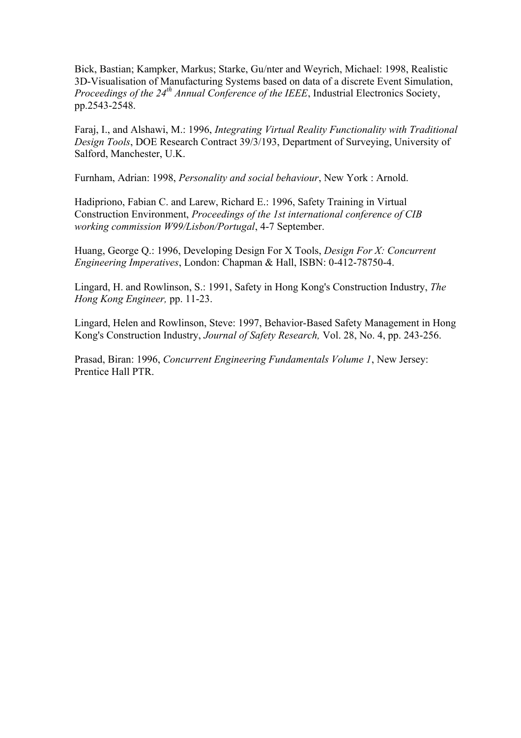Bick, Bastian; Kampker, Markus; Starke, Gu/nter and Weyrich, Michael: 1998, Realistic 3D-Visualisation of Manufacturing Systems based on data of a discrete Event Simulation, *Proceedings of the 24th Annual Conference of the IEEE*, Industrial Electronics Society, pp.2543-2548.

Faraj, I., and Alshawi, M.: 1996, *Integrating Virtual Reality Functionality with Traditional Design Tools*, DOE Research Contract 39/3/193, Department of Surveying, University of Salford, Manchester, U.K.

Furnham, Adrian: 1998, *Personality and social behaviour*, New York : Arnold.

Hadipriono, Fabian C. and Larew, Richard E.: 1996, Safety Training in Virtual Construction Environment, *Proceedings of the 1st international conference of CIB working commission W99/Lisbon/Portugal*, 4-7 September.

Huang, George Q.: 1996, Developing Design For X Tools, *Design For X: Concurrent Engineering Imperatives*, London: Chapman & Hall, ISBN: 0-412-78750-4.

Lingard, H. and Rowlinson, S.: 1991, Safety in Hong Kong's Construction Industry, *The Hong Kong Engineer,* pp. 11-23.

Lingard, Helen and Rowlinson, Steve: 1997, Behavior-Based Safety Management in Hong Kong's Construction Industry, *Journal of Safety Research,* Vol. 28, No. 4, pp. 243-256.

Prasad, Biran: 1996, *Concurrent Engineering Fundamentals Volume 1*, New Jersey: Prentice Hall PTR.